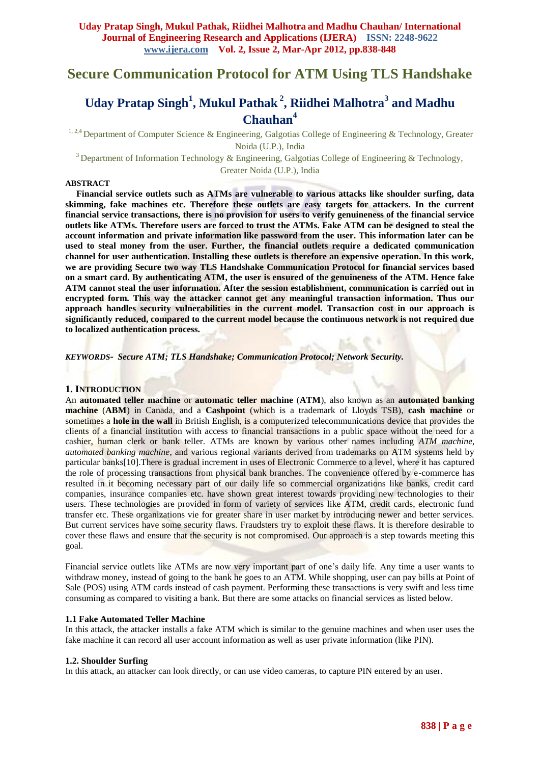# Secure Communication Protocol for ATM Using TLS Handshake

## Uday Pratap Singh[1], Mukul Pathak[2], Riidhei Malhotra[3] and Madhu Chauhan[4]

[1, 2,4] Department of Computer Science & Engineering, Galgotias College of Engineering & Technology, Greater Noida (U.P.), India

[3] Department of Information Technology & Engineering, Galgotias College of Engineering & Technology, Greater Noida (U.P.), India

**ABSTRACT**

**Financial service outlets such as ATMs are vulnerable to various attacks like shoulder surfing, data skimming, fake machines etc. Therefore these outlets are easy targets for attackers. In the current financial service transactions, there is no provision for users to verify genuineness of the financial service outlets like ATMs. Therefore users are forced to trust the ATMs. Fake ATM can be designed to steal the account information and private information like password from the user. This information later can be used to steal money from the user. Further, the financial outlets require a dedicated communication channel for user authentication. Installing these outlets is therefore an expensive operation. In this work, we are providing Secure two way TLS Handshake Communication Protocol for financial services based on a smart card. By authenticating ATM, the user is ensured of the genuineness of the ATM. Hence fake ATM cannot steal the user information. After the session establishment, communication is carried out in encrypted form. This way the attacker cannot get any meaningful transaction information. Thus our approach handles security vulnerabilities in the current model. Transaction cost in our approach is significantly reduced, compared to the current model because the continuous network is not required due to localized authentication process.**

***KEYWORDS- Secure ATM; TLS Handshake; Communication Protocol; Network Security.***

### 1. INTRODUCTION

An **automated teller machine** or **automatic teller machine** (**ATM**), also known as an **automated banking machine** (**ABM**) in Canada, and a **Cashpoint** (which is a trademark of Lloyds TSB), **cash machine** or sometimes a **hole in the wall** in British English, is a computerized telecommunications device that provides the clients of a financial institution with access to financial transactions in a public space without the need for a cashier, human clerk or bank teller. ATMs are known by various other names including *ATM machine*, *automated banking machine*, and various regional variants derived from trademarks on ATM systems held by particular banks[10].There is gradual increment in uses of Electronic Commerce to a level, where it has captured the role of processing transactions from physical bank branches. The convenience offered by e-commerce has resulted in it becoming necessary part of our daily life so commercial organizations like banks, credit card companies, insurance companies etc. have shown great interest towards providing new technologies to their users. These technologies are provided in form of variety of services like ATM, credit cards, electronic fund transfer etc. These organizations vie for greater share in user market by introducing newer and better services. But current services have some security flaws. Fraudsters try to exploit these flaws. It is therefore desirable to cover these flaws and ensure that the security is not compromised. Our approach is a step towards meeting this goal.

Financial service outlets like ATMs are now very important part of one's daily life. Any time a user wants to withdraw money, instead of going to the bank he goes to an ATM. While shopping, user can pay bills at Point of Sale (POS) using ATM cards instead of cash payment. Performing these transactions is very swift and less time consuming as compared to visiting a bank. But there are some attacks on financial services as listed below.

#### 1.1 Fake Automated Teller Machine

In this attack, the attacker installs a fake ATM which is similar to the genuine machines and when user uses the fake machine it can record all user account information as well as user private information (like PIN).

#### 1.2. Shoulder Surfing

In this attack, an attacker can look directly, or can use video cameras, to capture PIN entered by an user.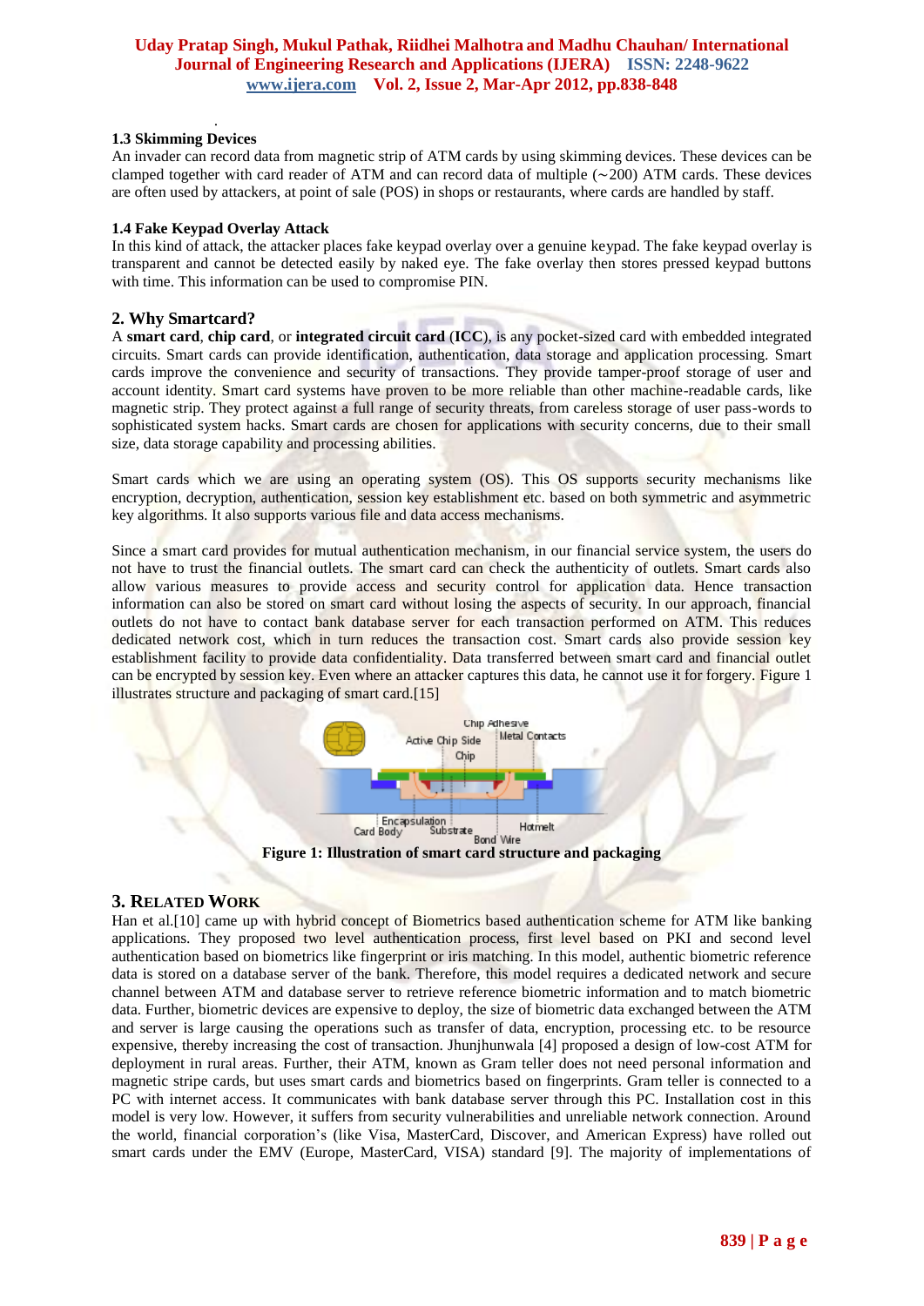### 1.3 Skimming Devices

An invader can record data from magnetic strip of ATM cards by using skimming devices. These devices can be clamped together with card reader of ATM and can record data of multiple (~200) ATM cards. These devices are often used by attackers, at point of sale (POS) in shops or restaurants, where cards are handled by staff.

### 1.4 Fake Keypad Overlay Attack

In this kind of attack, the attacker places fake keypad overlay over a genuine keypad. The fake keypad overlay is transparent and cannot be detected easily by naked eye. The fake overlay then stores pressed keypad buttons with time. This information can be used to compromise PIN.

## 2. Why Smartcard?

A **smart card**, **chip card**, or **integrated circuit card** (**ICC**), is any pocket-sized card with embedded integrated circuits. Smart cards can provide identification, authentication, data storage and application processing. Smart cards improve the convenience and security of transactions. They provide tamper-proof storage of user and account identity. Smart card systems have proven to be more reliable than other machine-readable cards, like magnetic strip. They protect against a full range of security threats, from careless storage of user pass-words to sophisticated system hacks. Smart cards are chosen for applications with security concerns, due to their small size, data storage capability and processing abilities.

Smart cards which we are using an operating system (OS). This OS supports security mechanisms like encryption, decryption, authentication, session key establishment etc. based on both symmetric and asymmetric key algorithms. It also supports various file and data access mechanisms.

Since a smart card provides for mutual authentication mechanism, in our financial service system, the users do not have to trust the financial outlets. The smart card can check the authenticity of outlets. Smart cards also allow various measures to provide access and security control for application data. Hence transaction information can also be stored on smart card without losing the aspects of security. In our approach, financial outlets do not have to contact bank database server for each transaction performed on ATM. This reduces dedicated network cost, which in turn reduces the transaction cost. Smart cards also provide session key establishment facility to provide data confidentiality. Data transferred between smart card and financial outlet can be encrypted by session key. Even where an attacker captures this data, he cannot use it for forgery. Figure 1 illustrates structure and packaging of smart card.[15]

**Figure 1: Illustration of smart card structure and packaging**

## 3. Related Work

Han et al.[10] came up with hybrid concept of Biometrics based authentication scheme for ATM like banking applications. They proposed two level authentication process, first level based on PKI and second level authentication based on biometrics like fingerprint or iris matching. In this model, authentic biometric reference data is stored on a database server of the bank. Therefore, this model requires a dedicated network and secure channel between ATM and database server to retrieve reference biometric information and to match biometric data. Further, biometric devices are expensive to deploy, the size of biometric data exchanged between the ATM and server is large causing the operations such as transfer of data, encryption, processing etc. to be resource expensive, thereby increasing the cost of transaction. Jhunjhunwala [4] proposed a design of low-cost ATM for deployment in rural areas. Further, their ATM, known as Gram teller does not need personal information and magnetic stripe cards, but uses smart cards and biometrics based on fingerprints. Gram teller is connected to a PC with internet access. It communicates with bank database server through this PC. Installation cost in this model is very low. However, it suffers from security vulnerabilities and unreliable network connection. Around the world, financial corporation's (like Visa, MasterCard, Discover, and American Express) have rolled out smart cards under the EMV (Europe, MasterCard, VISA) standard [9]. The majority of implementations of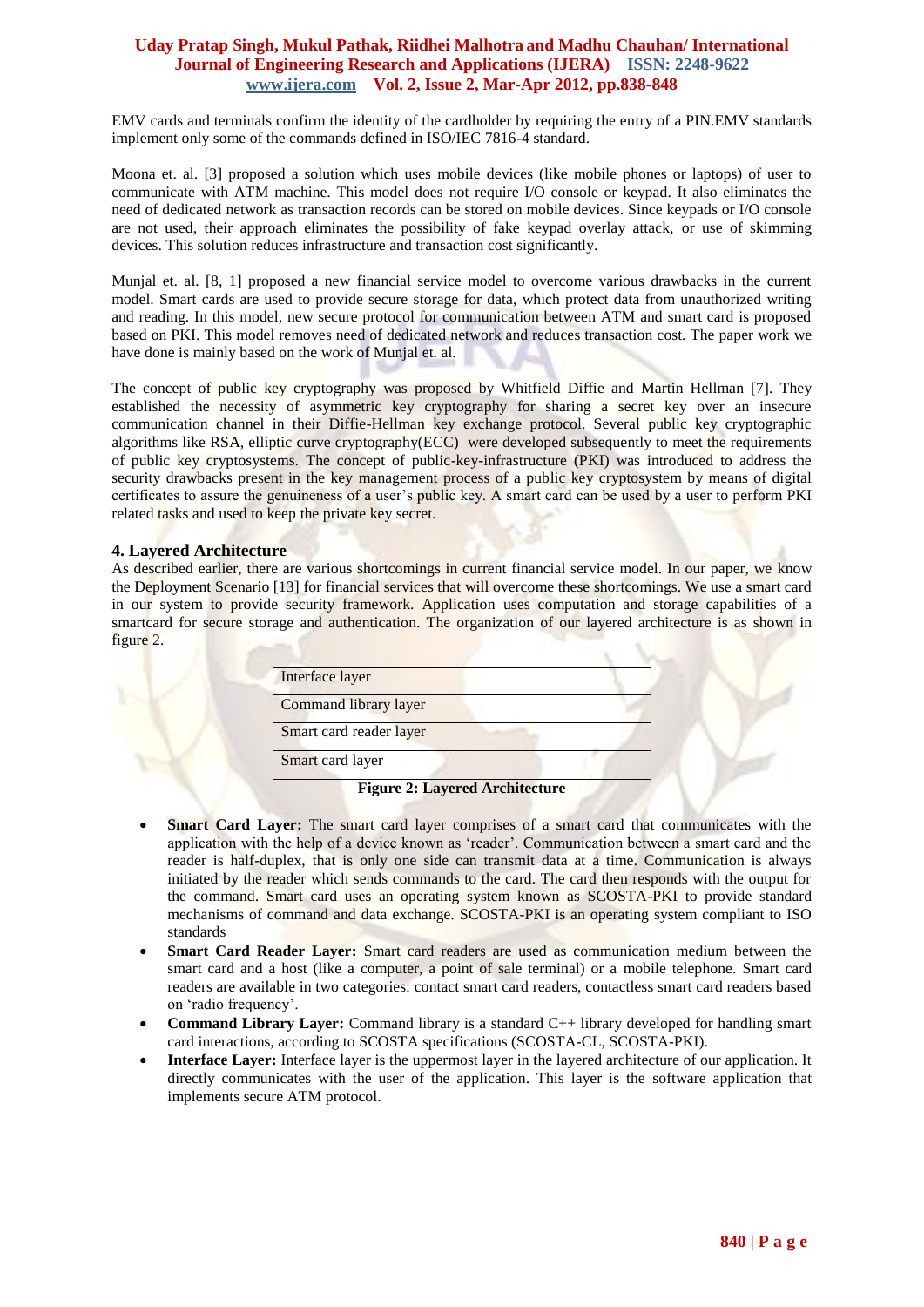EMV cards and terminals confirm the identity of the cardholder by requiring the entry of a PIN.EMV standards implement only some of the commands defined in ISO/IEC 7816-4 standard.

Moona et. al. [3] proposed a solution which uses mobile devices (like mobile phones or laptops) of user to communicate with ATM machine. This model does not require I/O console or keypad. It also eliminates the need of dedicated network as transaction records can be stored on mobile devices. Since keypads or I/O console are not used, their approach eliminates the possibility of fake keypad overlay attack, or use of skimming devices. This solution reduces infrastructure and transaction cost significantly.

Munjal et. al. [8, 1] proposed a new financial service model to overcome various drawbacks in the current model. Smart cards are used to provide secure storage for data, which protect data from unauthorized writing and reading. In this model, new secure protocol for communication between ATM and smart card is proposed based on PKI. This model removes need of dedicated network and reduces transaction cost. The paper work we have done is mainly based on the work of Munjal et. al.

The concept of public key cryptography was proposed by Whitfield Diffie and Martin Hellman [7]. They established the necessity of asymmetric key cryptography for sharing a secret key over an insecure communication channel in their Diffie-Hellman key exchange protocol. Several public key cryptographic algorithms like RSA, elliptic curve cryptography(ECC) were developed subsequently to meet the requirements of public key cryptosystems. The concept of public-key-infrastructure (PKI) was introduced to address the security drawbacks present in the key management process of a public key cryptosystem by means of digital certificates to assure the genuineness of a user's public key. A smart card can be used by a user to perform PKI related tasks and used to keep the private key secret.

## 4. Layered Architecture

As described earlier, there are various shortcomings in current financial service model. In our paper, we know the Deployment Scenario [13] for financial services that will overcome these shortcomings. We use a smart card in our system to provide security framework. Application uses computation and storage capabilities of a smartcard for secure storage and authentication. The organization of our layered architecture is as shown in figure 2.

| Interface layer |
|---|
| Command library layer |
| Smart card reader layer |
| Smart card layer |

**Figure 2: Layered Architecture**

- **Smart Card Layer:** The smart card layer comprises of a smart card that communicates with the application with the help of a device known as 'reader'. Communication between a smart card and the reader is half-duplex, that is only one side can transmit data at a time. Communication is always initiated by the reader which sends commands to the card. The card then responds with the output for the command. Smart card uses an operating system known as SCOSTA-PKI to provide standard mechanisms of command and data exchange. SCOSTA-PKI is an operating system compliant to ISO standards
- **Smart Card Reader Layer:** Smart card readers are used as communication medium between the smart card and a host (like a computer, a point of sale terminal) or a mobile telephone. Smart card readers are available in two categories: contact smart card readers, contactless smart card readers based on 'radio frequency'.
- **Command Library Layer:** Command library is a standard C++ library developed for handling smart card interactions, according to SCOSTA specifications (SCOSTA-CL, SCOSTA-PKI).
- **Interface Layer:** Interface layer is the uppermost layer in the layered architecture of our application. It directly communicates with the user of the application. This layer is the software application that implements secure ATM protocol.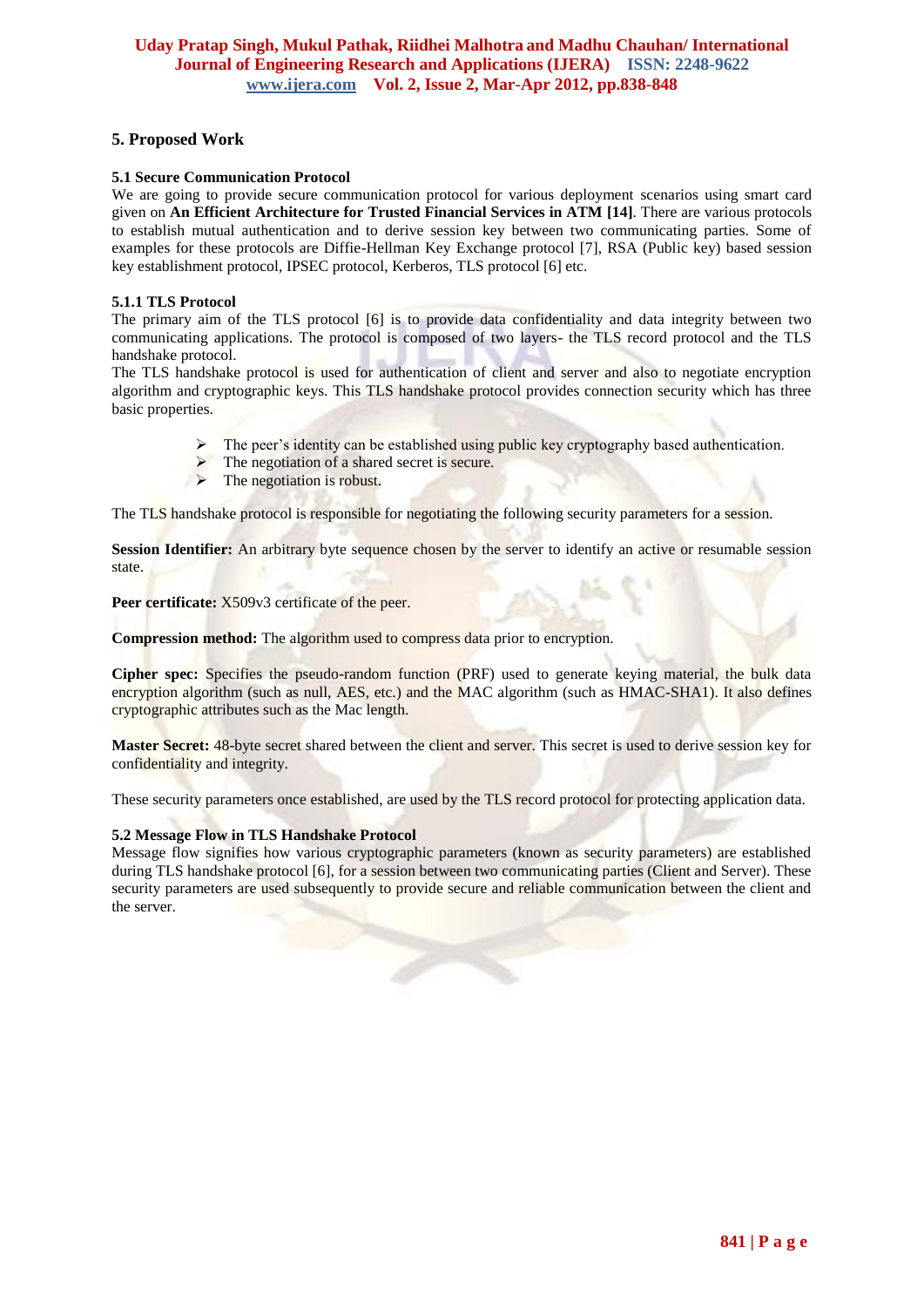## 5. Proposed Work

### 5.1 Secure Communication Protocol

We are going to provide secure communication protocol for various deployment scenarios using smart card given on **An Efficient Architecture for Trusted Financial Services in ATM [14]**. There are various protocols to establish mutual authentication and to derive session key between two communicating parties. Some of examples for these protocols are Diffie-Hellman Key Exchange protocol [7], RSA (Public key) based session key establishment protocol, IPSEC protocol, Kerberos, TLS protocol [6] etc.

#### 5.1.1 TLS Protocol

The primary aim of the TLS protocol [6] is to provide data confidentiality and data integrity between two communicating applications. The protocol is composed of two layers- the TLS record protocol and the TLS handshake protocol.

The TLS handshake protocol is used for authentication of client and server and also to negotiate encryption algorithm and cryptographic keys. This TLS handshake protocol provides connection security which has three basic properties.

- The peer's identity can be established using public key cryptography based authentication.
- The negotiation of a shared secret is secure.
- The negotiation is robust.

The TLS handshake protocol is responsible for negotiating the following security parameters for a session.

**Session Identifier:** An arbitrary byte sequence chosen by the server to identify an active or resumable session state.

**Peer certificate:** X509v3 certificate of the peer.

**Compression method:** The algorithm used to compress data prior to encryption.

**Cipher spec:** Specifies the pseudo-random function (PRF) used to generate keying material, the bulk data encryption algorithm (such as null, AES, etc.) and the MAC algorithm (such as HMAC-SHA1). It also defines cryptographic attributes such as the Mac length.

**Master Secret:** 48-byte secret shared between the client and server. This secret is used to derive session key for confidentiality and integrity.

These security parameters once established, are used by the TLS record protocol for protecting application data.

### 5.2 Message Flow in TLS Handshake Protocol

Message flow signifies how various cryptographic parameters (known as security parameters) are established during TLS handshake protocol [6], for a session between two communicating parties (Client and Server). These security parameters are used subsequently to provide secure and reliable communication between the client and the server.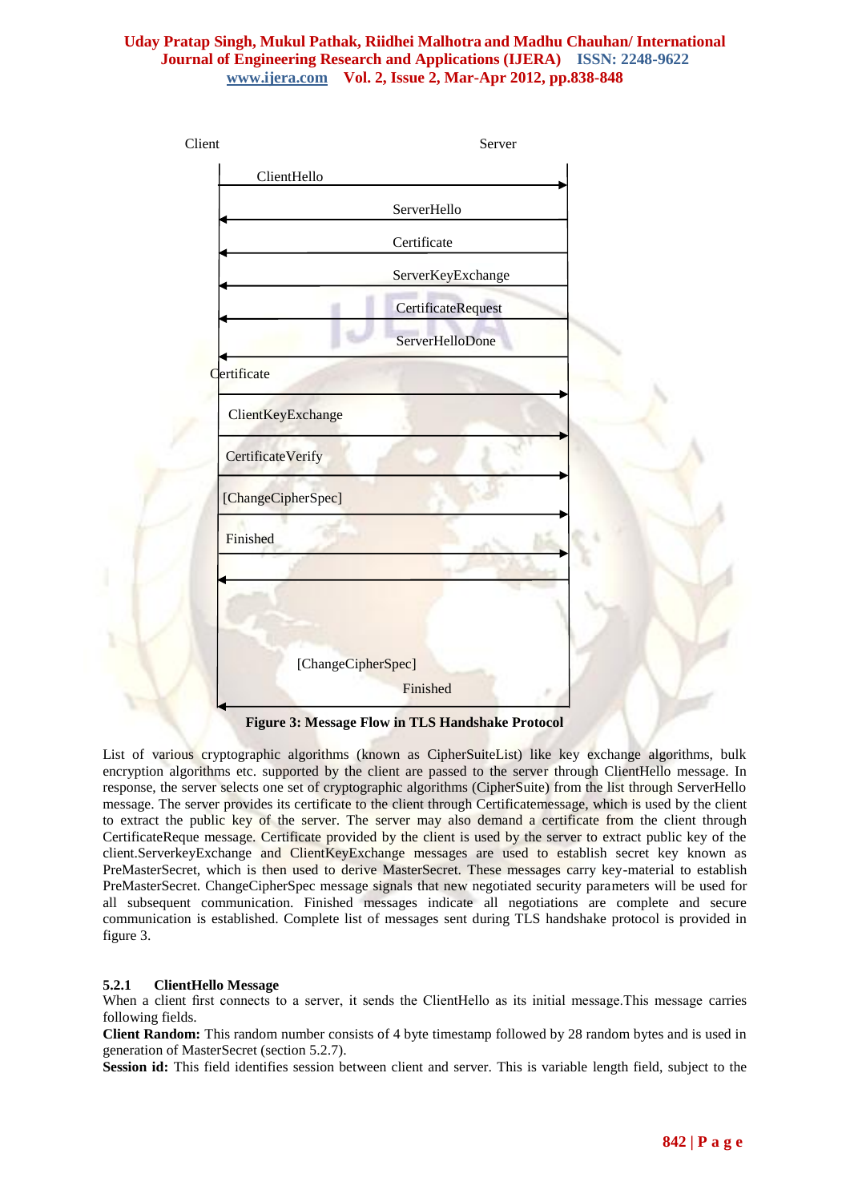Client Server

ClientHello →

← ServerHello

← Certificate

← ServerKeyExchange

← CertificateRequest

← ServerHelloDone

Certificate →

ClientKeyExchange →

CertificateVerify →

[ChangeCipherSpec] →

Finished →

← [ChangeCipherSpec]

← Finished

**Figure 3: Message Flow in TLS Handshake Protocol**

List of various cryptographic algorithms (known as CipherSuiteList) like key exchange algorithms, bulk encryption algorithms etc. supported by the client are passed to the server through ClientHello message. In response, the server selects one set of cryptographic algorithms (CipherSuite) from the list through ServerHello message. The server provides its certificate to the client through Certificatemessage, which is used by the client to extract the public key of the server. The server may also demand a certificate from the client through CertificateReque message. Certificate provided by the client is used by the server to extract public key of the client.ServerkeyExchange and ClientKeyExchange messages are used to establish secret key known as PreMasterSecret, which is then used to derive MasterSecret. These messages carry key-material to establish PreMasterSecret. ChangeCipherSpec message signals that new negotiated security parameters will be used for all subsequent communication. Finished messages indicate all negotiations are complete and secure communication is established. Complete list of messages sent during TLS handshake protocol is provided in figure 3.

#### 5.2.1 ClientHello Message

When a client first connects to a server, it sends the ClientHello as its initial message.This message carries following fields.

**Client Random:** This random number consists of 4 byte timestamp followed by 28 random bytes and is used in generation of MasterSecret (section 5.2.7).

**Session id:** This field identifies session between client and server. This is variable length field, subject to the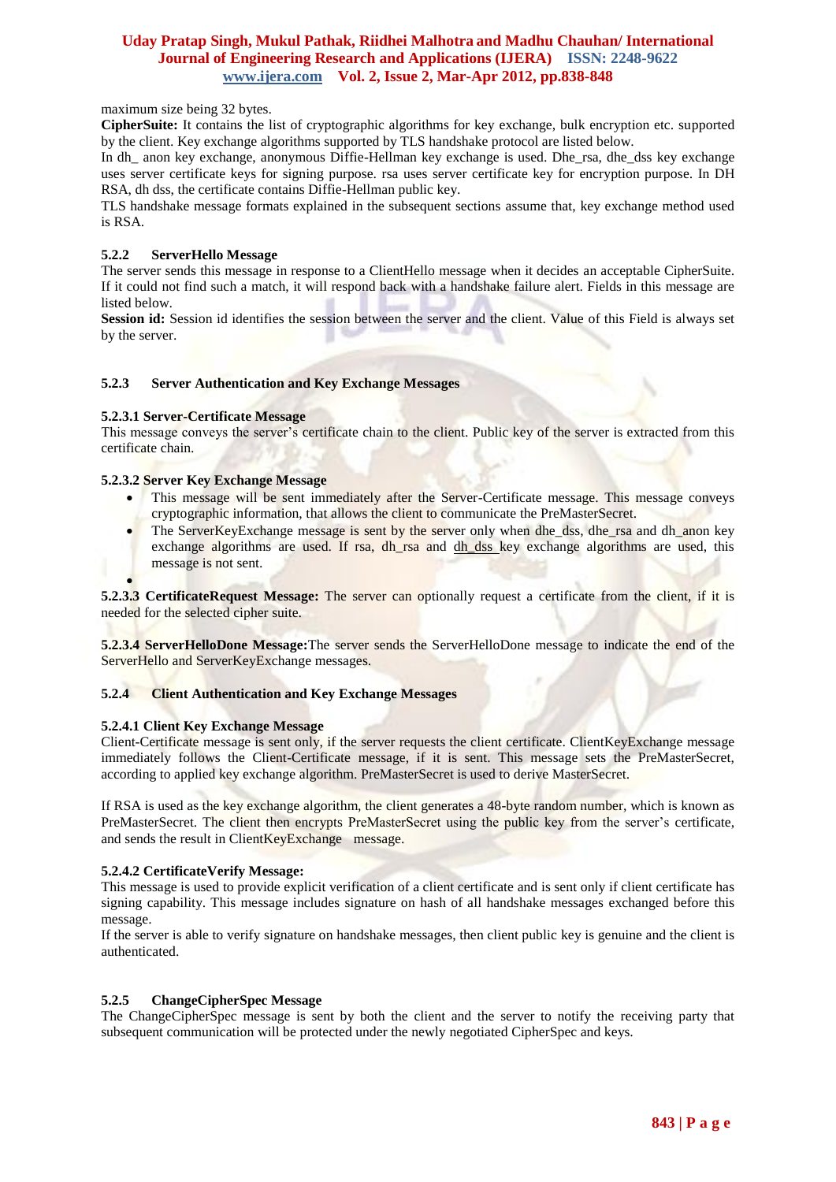maximum size being 32 bytes.

**CipherSuite:** It contains the list of cryptographic algorithms for key exchange, bulk encryption etc. supported by the client. Key exchange algorithms supported by TLS handshake protocol are listed below.

In dh_ anon key exchange, anonymous Diffie-Hellman key exchange is used. Dhe_rsa, dhe_dss key exchange uses server certificate keys for signing purpose. rsa uses server certificate key for encryption purpose. In DH RSA, dh dss, the certificate contains Diffie-Hellman public key.

TLS handshake message formats explained in the subsequent sections assume that, key exchange method used is RSA.

### 5.2.2 ServerHello Message

The server sends this message in response to a ClientHello message when it decides an acceptable CipherSuite. If it could not find such a match, it will respond back with a handshake failure alert. Fields in this message are listed below.

**Session id:** Session id identifies the session between the server and the client. Value of this Field is always set by the server.

### 5.2.3 Server Authentication and Key Exchange Messages

#### 5.2.3.1 Server-Certificate Message

This message conveys the server's certificate chain to the client. Public key of the server is extracted from this certificate chain.

#### 5.2.3.2 Server Key Exchange Message

- This message will be sent immediately after the Server-Certificate message. This message conveys cryptographic information, that allows the client to communicate the PreMasterSecret.
- The ServerKeyExchange message is sent by the server only when dhe_dss, dhe_rsa and dh_anon key exchange algorithms are used. If rsa, dh_rsa and dh_dss key exchange algorithms are used, this message is not sent.

**5.2.3.3 CertificateRequest Message:** The server can optionally request a certificate from the client, if it is needed for the selected cipher suite.

**5.2.3.4 ServerHelloDone Message:** The server sends the ServerHelloDone message to indicate the end of the ServerHello and ServerKeyExchange messages.

### 5.2.4 Client Authentication and Key Exchange Messages

#### 5.2.4.1 Client Key Exchange Message

Client-Certificate message is sent only, if the server requests the client certificate. ClientKeyExchange message immediately follows the Client-Certificate message, if it is sent. This message sets the PreMasterSecret, according to applied key exchange algorithm. PreMasterSecret is used to derive MasterSecret.

If RSA is used as the key exchange algorithm, the client generates a 48-byte random number, which is known as PreMasterSecret. The client then encrypts PreMasterSecret using the public key from the server's certificate, and sends the result in ClientKeyExchange message.

#### 5.2.4.2 CertificateVerify Message:

This message is used to provide explicit verification of a client certificate and is sent only if client certificate has signing capability. This message includes signature on hash of all handshake messages exchanged before this message.

If the server is able to verify signature on handshake messages, then client public key is genuine and the client is authenticated.

### 5.2.5 ChangeCipherSpec Message

The ChangeCipherSpec message is sent by both the client and the server to notify the receiving party that subsequent communication will be protected under the newly negotiated CipherSpec and keys.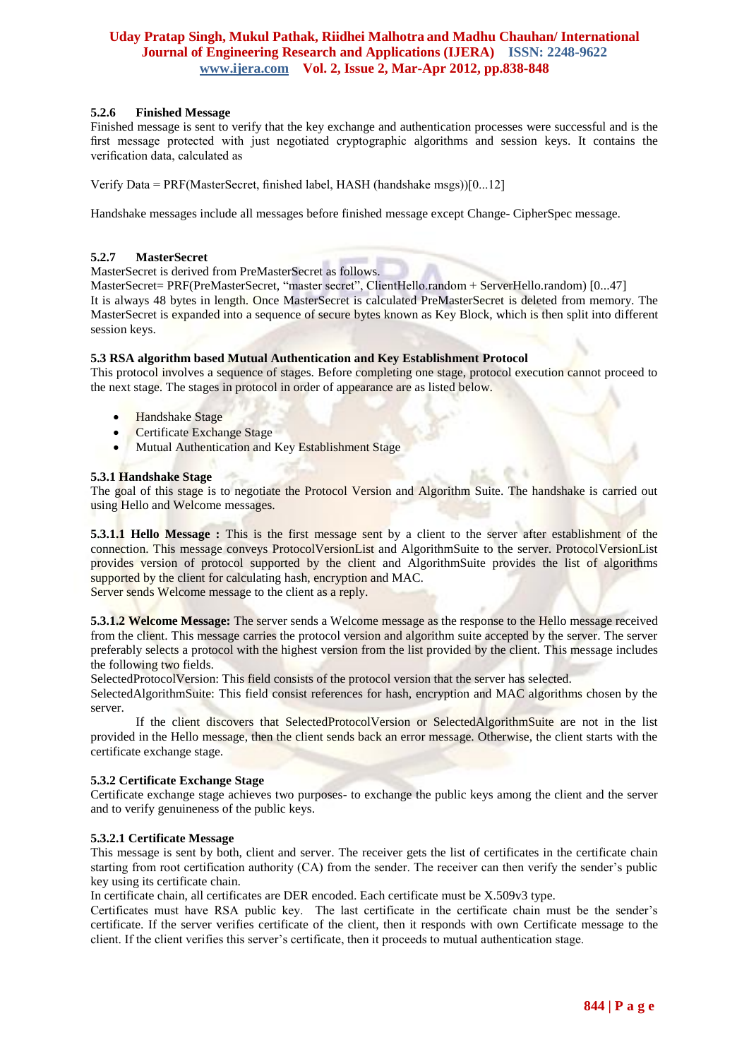#### 5.2.6 Finished Message

Finished message is sent to verify that the key exchange and authentication processes were successful and is the first message protected with just negotiated cryptographic algorithms and session keys. It contains the verification data, calculated as

Verify Data = PRF(MasterSecret, finished label, HASH (handshake msgs))[0...12]

Handshake messages include all messages before finished message except Change- CipherSpec message.

#### 5.2.7 MasterSecret

MasterSecret is derived from PreMasterSecret as follows.
MasterSecret= PRF(PreMasterSecret, "master secret", ClientHello.random + ServerHello.random) [0...47]
It is always 48 bytes in length. Once MasterSecret is calculated PreMasterSecret is deleted from memory. The MasterSecret is expanded into a sequence of secure bytes known as Key Block, which is then split into different session keys.

### 5.3 RSA algorithm based Mutual Authentication and Key Establishment Protocol

This protocol involves a sequence of stages. Before completing one stage, protocol execution cannot proceed to the next stage. The stages in protocol in order of appearance are as listed below.

- Handshake Stage
- Certificate Exchange Stage
- Mutual Authentication and Key Establishment Stage

#### 5.3.1 Handshake Stage

The goal of this stage is to negotiate the Protocol Version and Algorithm Suite. The handshake is carried out using Hello and Welcome messages.

**5.3.1.1 Hello Message :** This is the first message sent by a client to the server after establishment of the connection. This message conveys ProtocolVersionList and AlgorithmSuite to the server. ProtocolVersionList provides version of protocol supported by the client and AlgorithmSuite provides the list of algorithms supported by the client for calculating hash, encryption and MAC.
Server sends Welcome message to the client as a reply.

**5.3.1.2 Welcome Message:** The server sends a Welcome message as the response to the Hello message received from the client. This message carries the protocol version and algorithm suite accepted by the server. The server preferably selects a protocol with the highest version from the list provided by the client. This message includes the following two fields.
SelectedProtocolVersion: This field consists of the protocol version that the server has selected.
SelectedAlgorithmSuite: This field consist references for hash, encryption and MAC algorithms chosen by the server.

If the client discovers that SelectedProtocolVersion or SelectedAlgorithmSuite are not in the list provided in the Hello message, then the client sends back an error message. Otherwise, the client starts with the certificate exchange stage.

#### 5.3.2 Certificate Exchange Stage

Certificate exchange stage achieves two purposes- to exchange the public keys among the client and the server and to verify genuineness of the public keys.

**5.3.2.1 Certificate Message**

This message is sent by both, client and server. The receiver gets the list of certificates in the certificate chain starting from root certification authority (CA) from the sender. The receiver can then verify the sender's public key using its certificate chain.
In certificate chain, all certificates are DER encoded. Each certificate must be X.509v3 type.
Certificates must have RSA public key. The last certificate in the certificate chain must be the sender's certificate. If the server verifies certificate of the client, then it responds with own Certificate message to the client. If the client verifies this server's certificate, then it proceeds to mutual authentication stage.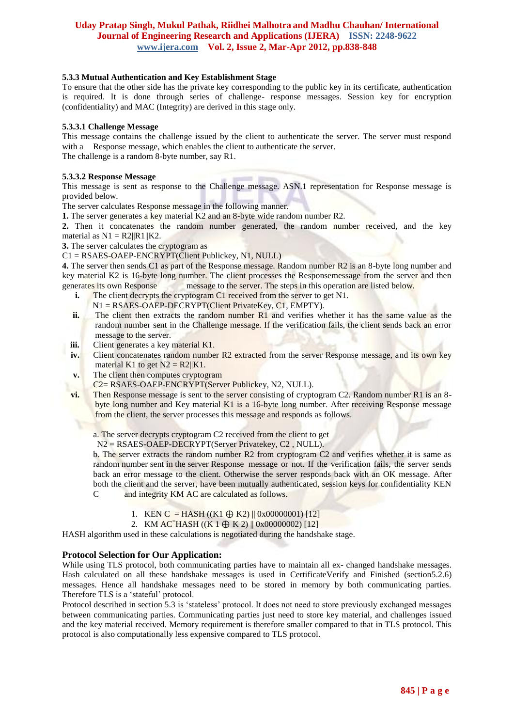#### 5.3.3 Mutual Authentication and Key Establishment Stage

To ensure that the other side has the private key corresponding to the public key in its certificate, authentication is required. It is done through series of challenge- response messages. Session key for encryption (confidentiality) and MAC (Integrity) are derived in this stage only.

##### 5.3.3.1 Challenge Message

This message contains the challenge issued by the client to authenticate the server. The server must respond with a Response message, which enables the client to authenticate the server.
The challenge is a random 8-byte number, say R1.

##### 5.3.3.2 Response Message

This message is sent as response to the Challenge message. ASN.1 representation for Response message is provided below.
The server calculates Response message in the following manner.

**1.** The server generates a key material K2 and an 8-byte wide random number R2.
**2.** Then it concatenates the random number generated, the random number received, and the key material as N1 = R2||R1||K2.
**3.** The server calculates the cryptogram as
C1 = RSAES-OAEP-ENCRYPT(Client Publickey, N1, NULL)
**4.** The server then sends C1 as part of the Response message. Random number R2 is an 8-byte long number and key material K2 is 16-byte long number. The client processes the Responsemessage from the server and then generates its own Response message to the server. The steps in this operation are listed below.

- **i.** The client decrypts the cryptogram C1 received from the server to get N1.
  N1 = RSAES-OAEP-DECRYPT(Client PrivateKey, C1, EMPTY).
- **ii.** The client then extracts the random number R1 and verifies whether it has the same value as the random number sent in the Challenge message. If the verification fails, the client sends back an error message to the server.
- **iii.** Client generates a key material K1.
- **iv.** Client concatenates random number R2 extracted from the server Response message, and its own key material K1 to get N2 = R2||K1.
- **v.** The client then computes cryptogram
  C2= RSAES-OAEP-ENCRYPT(Server Publickey, N2, NULL).
- **vi.** Then Response message is sent to the server consisting of cryptogram C2. Random number R1 is an 8-byte long number and Key material K1 is a 16-byte long number. After receiving Response message from the client, the server processes this message and responds as follows.

  a. The server decrypts cryptogram C2 received from the client to get
  N2 = RSAES-OAEP-DECRYPT(Server Privatekey, C2 , NULL).
  b. The server extracts the random number R2 from cryptogram C2 and verifies whether it is same as random number sent in the server Response message or not. If the verification fails, the server sends back an error message to the client. Otherwise the server responds back with an OK message. After both the client and the server, have been mutually authenticated, session keys for confidentiality KEN C and integrity KM AC are calculated as follows.

  1. KEN C = HASH (($K1 \oplus K2$) || 0x00000001) [12]
  2. KM AC=HASH ((K 1 $\oplus$ K 2) || 0x00000002) [12]

HASH algorithm used in these calculations is negotiated during the handshake stage.

### Protocol Selection for Our Application:

While using TLS protocol, both communicating parties have to maintain all ex- changed handshake messages. Hash calculated on all these handshake messages is used in CertificateVerify and Finished (section5.2.6) messages. Hence all handshake messages need to be stored in memory by both communicating parties. Therefore TLS is a 'stateful' protocol.
Protocol described in section 5.3 is 'stateless' protocol. It does not need to store previously exchanged messages between communicating parties. Communicating parties just need to store key material, and challenges issued and the key material received. Memory requirement is therefore smaller compared to that in TLS protocol. This protocol is also computationally less expensive compared to TLS protocol.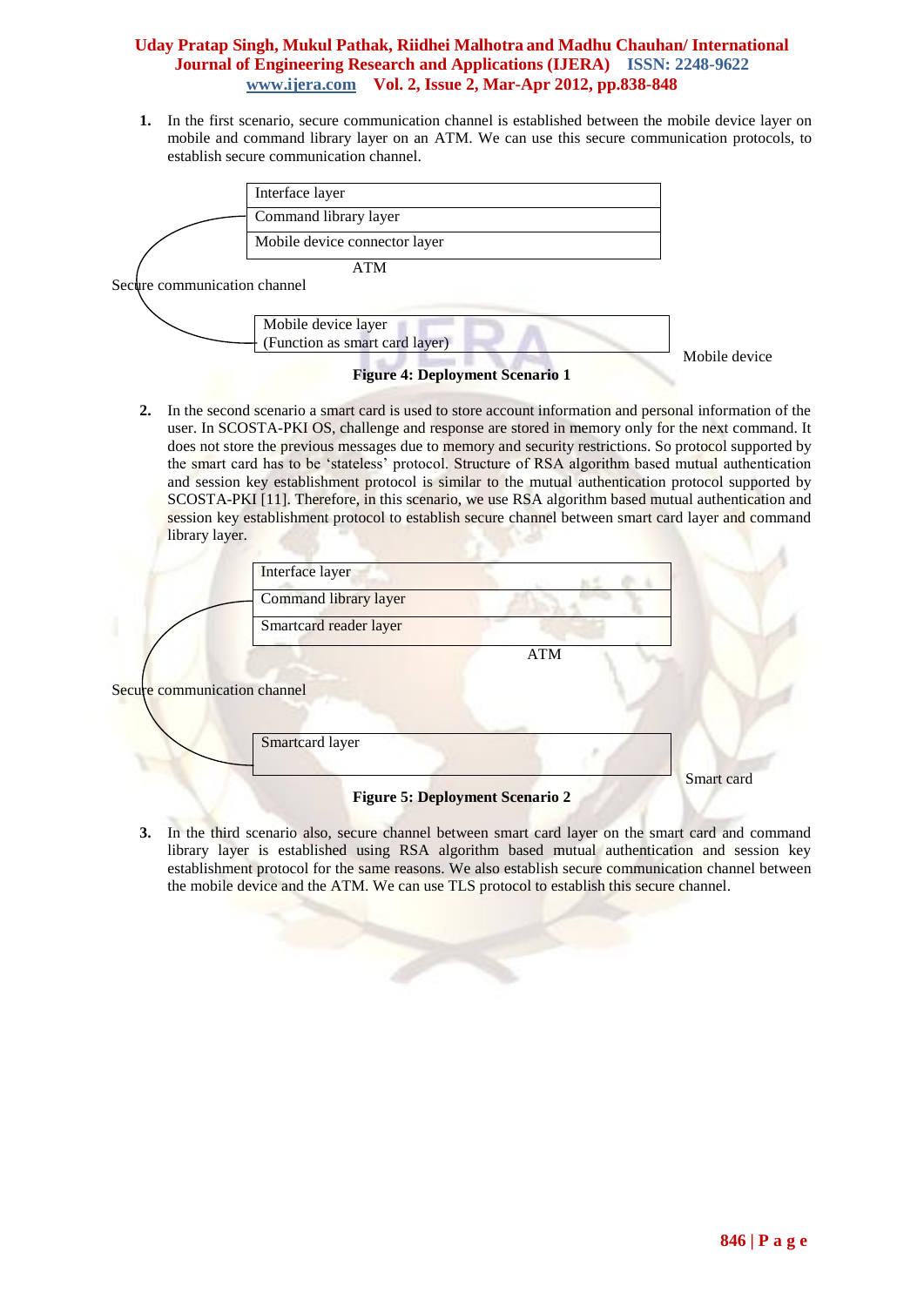1. In the first scenario, secure communication channel is established between the mobile device layer on mobile and command library layer on an ATM. We can use this secure communication protocols, to establish secure communication channel.

| ATM |
| --- |
| Interface layer |
| Command library layer |
| Mobile device connector layer |

Secure communication channel

| Mobile device |
| --- |
| Mobile device layer (Function as smart card layer) |

**Figure 4: Deployment Scenario 1**

2. In the second scenario a smart card is used to store account information and personal information of the user. In SCOSTA-PKI OS, challenge and response are stored in memory only for the next command. It does not store the previous messages due to memory and security restrictions. So protocol supported by the smart card has to be 'stateless' protocol. Structure of RSA algorithm based mutual authentication and session key establishment protocol is similar to the mutual authentication protocol supported by SCOSTA-PKI [11]. Therefore, in this scenario, we use RSA algorithm based mutual authentication and session key establishment protocol to establish secure channel between smart card layer and command library layer.

| ATM |
| --- |
| Interface layer |
| Command library layer |
| Smartcard reader layer |

Secure communication channel

| Smart card |
| --- |
| Smartcard layer |

**Figure 5: Deployment Scenario 2**

3. In the third scenario also, secure channel between smart card layer on the smart card and command library layer is established using RSA algorithm based mutual authentication and session key establishment protocol for the same reasons. We also establish secure communication channel between the mobile device and the ATM. We can use TLS protocol to establish this secure channel.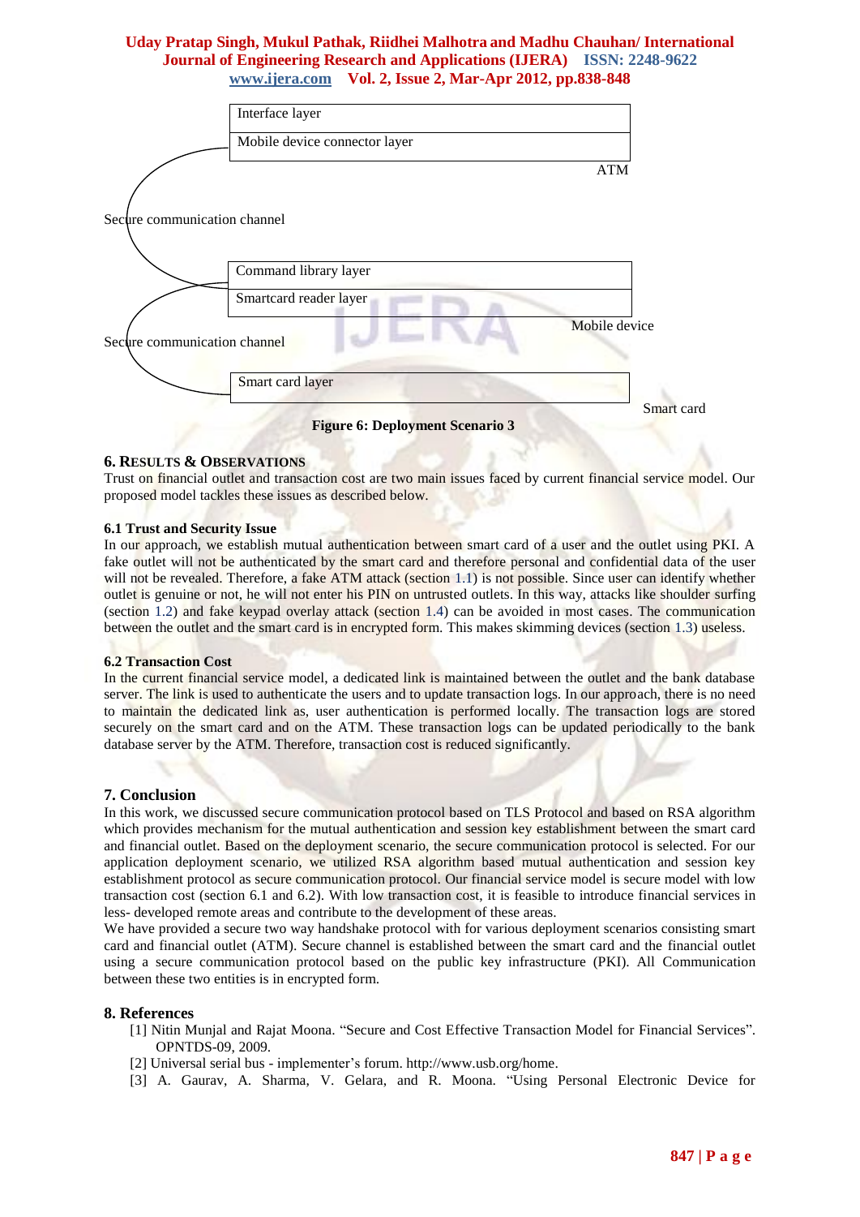Interface layer

Mobile device connector layer

ATM

Secure communication channel

Command library layer

Smartcard reader layer

Mobile device

Secure communication channel

Smart card layer

Smart card

**Figure 6: Deployment Scenario 3**

## 6. Results & Observations

Trust on financial outlet and transaction cost are two main issues faced by current financial service model. Our proposed model tackles these issues as described below.

### 6.1 Trust and Security Issue

In our approach, we establish mutual authentication between smart card of a user and the outlet using PKI. A fake outlet will not be authenticated by the smart card and therefore personal and confidential data of the user will not be revealed. Therefore, a fake ATM attack (section 1.1) is not possible. Since user can identify whether outlet is genuine or not, he will not enter his PIN on untrusted outlets. In this way, attacks like shoulder surfing (section 1.2) and fake keypad overlay attack (section 1.4) can be avoided in most cases. The communication between the outlet and the smart card is in encrypted form. This makes skimming devices (section 1.3) useless.

### 6.2 Transaction Cost

In the current financial service model, a dedicated link is maintained between the outlet and the bank database server. The link is used to authenticate the users and to update transaction logs. In our approach, there is no need to maintain the dedicated link as, user authentication is performed locally. The transaction logs are stored securely on the smart card and on the ATM. These transaction logs can be updated periodically to the bank database server by the ATM. Therefore, transaction cost is reduced significantly.

## 7. Conclusion

In this work, we discussed secure communication protocol based on TLS Protocol and based on RSA algorithm which provides mechanism for the mutual authentication and session key establishment between the smart card and financial outlet. Based on the deployment scenario, the secure communication protocol is selected. For our application deployment scenario, we utilized RSA algorithm based mutual authentication and session key establishment protocol as secure communication protocol. Our financial service model is secure model with low transaction cost (section 6.1 and 6.2). With low transaction cost, it is feasible to introduce financial services in less- developed remote areas and contribute to the development of these areas.

We have provided a secure two way handshake protocol with for various deployment scenarios consisting smart card and financial outlet (ATM). Secure channel is established between the smart card and the financial outlet using a secure communication protocol based on the public key infrastructure (PKI). All Communication between these two entities is in encrypted form.

## 8. References

[1] Nitin Munjal and Rajat Moona. "Secure and Cost Effective Transaction Model for Financial Services". OPNTDS-09, 2009.

[2] Universal serial bus - implementer's forum. http://www.usb.org/home.

[3] A. Gaurav, A. Sharma, V. Gelara, and R. Moona. "Using Personal Electronic Device for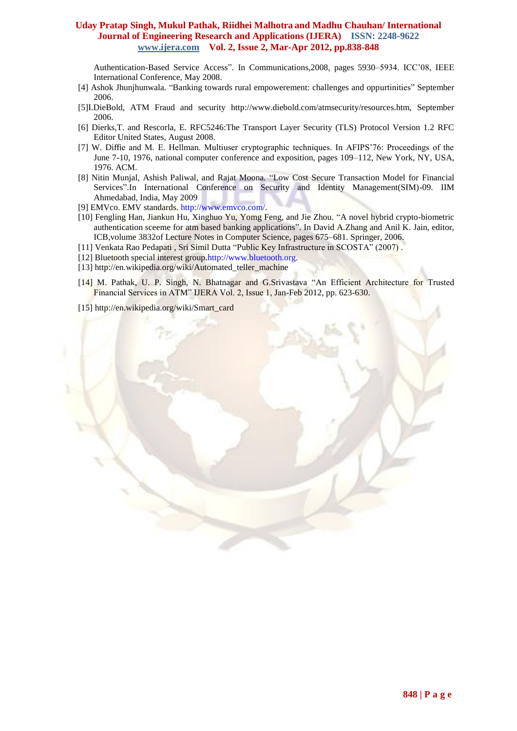Authentication-Based Service Access". In Communications,2008, pages 5930–5934. ICC'08, IEEE International Conference, May 2008.

[4] Ashok Jhunjhunwala. "Banking towards rural empowerement: challenges and oppurtinities" September 2006.

[5]I.DieBold, ATM Fraud and security http://www.diebold.com/atmsecurity/resources.htm, September 2006.

[6] Dierks,T. and Rescorla, E. RFC5246:The Transport Layer Security (TLS) Protocol Version 1.2 RFC Editor United States, August 2008.

[7] W. Diffie and M. E. Hellman. Multiuser cryptographic techniques. In AFIPS'76: Proceedings of the June 7-10, 1976, national computer conference and exposition, pages 109–112, New York, NY, USA, 1976. ACM.

[8] Nitin Munjal, Ashish Paliwal, and Rajat Moona. "Low Cost Secure Transaction Model for Financial Services".In International Conference on Security and Identity Management(SIM)-09. IIM Ahmedabad, India, May 2009

[9] EMVco. EMV standards. http://www.emvco.com/.

[10] Fengling Han, Jiankun Hu, Xinghuo Yu, Yomg Feng, and Jie Zhou. "A novel hybrid crypto-biometric authentication sceeme for atm based banking applications". In David A.Zhang and Anil K. Jain, editor, ICB,volume 3832of Lecture Notes in Computer Science, pages 675–681. Springer, 2006.

[11] Venkata Rao Pedapati , Sri Simil Dutta "Public Key Infrastructure in SCOSTA" (2007) .

[12] Bluetooth special interest group.http://www.bluetooth.org.

[13] http://en.wikipedia.org/wiki/Automated_teller_machine

[14] M. Pathak, U. P. Singh, N. Bhatnagar and G.Srivastava "An Efficient Architecture for Trusted Financial Services in ATM" IJERA Vol. 2, Issue 1, Jan-Feb 2012, pp. 623-630.

[15] http://en.wikipedia.org/wiki/Smart_card